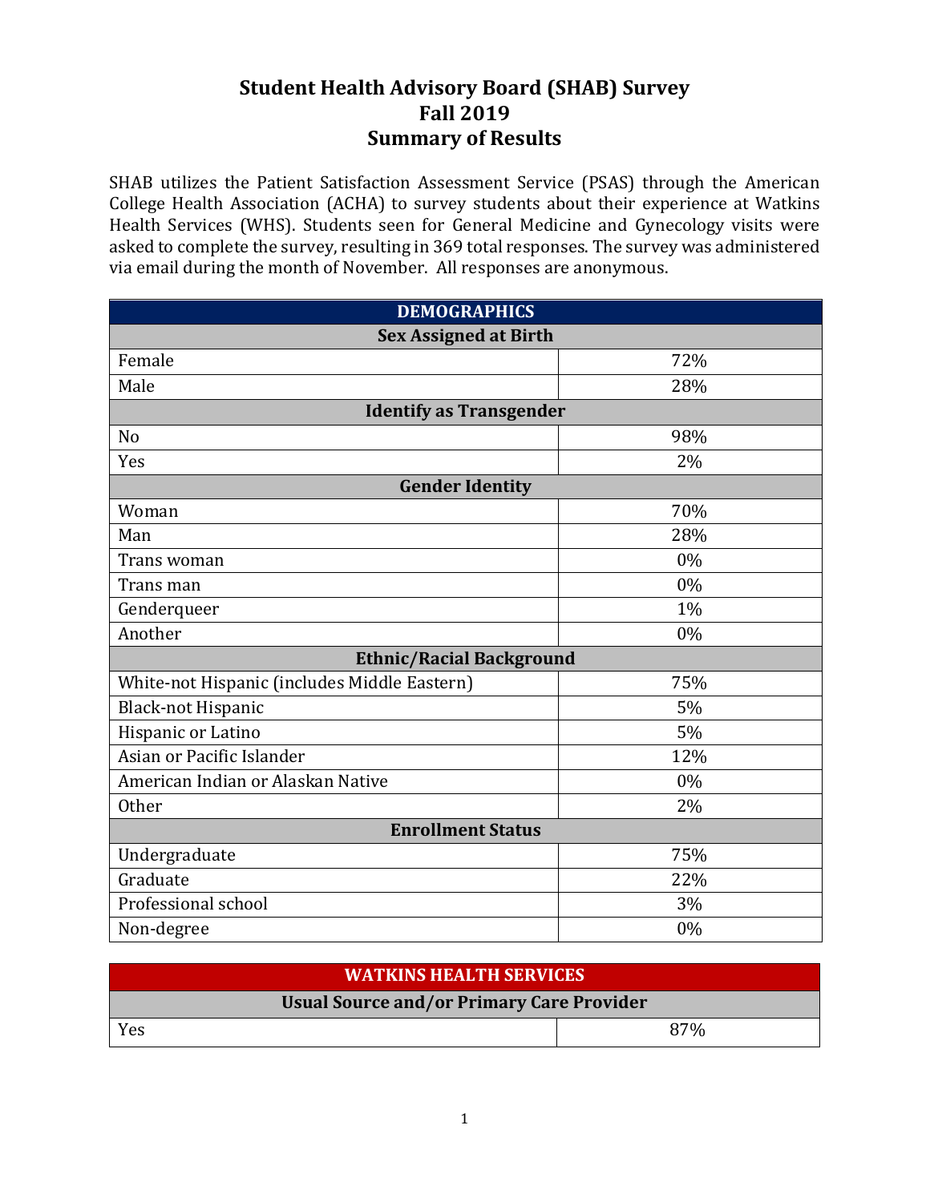# Student Health Advisory Board (SHAB) Survey
# Fall 2019
# Summary of Results

SHAB utilizes the Patient Satisfaction Assessment Service (PSAS) through the American College Health Association (ACHA) to survey students about their experience at Watkins Health Services (WHS). Students seen for General Medicine and Gynecology visits were asked to complete the survey, resulting in 369 total responses. The survey was administered via email during the month of November. All responses are anonymous.

| DEMOGRAPHICS | |
|---|---|
| **Sex Assigned at Birth** | |
| Female | 72% |
| Male | 28% |
| **Identify as Transgender** | |
| No | 98% |
| Yes | 2% |
| **Gender Identity** | |
| Woman | 70% |
| Man | 28% |
| Trans woman | 0% |
| Trans man | 0% |
| Genderqueer | 1% |
| Another | 0% |
| **Ethnic/Racial Background** | |
| White-not Hispanic (includes Middle Eastern) | 75% |
| Black-not Hispanic | 5% |
| Hispanic or Latino | 5% |
| Asian or Pacific Islander | 12% |
| American Indian or Alaskan Native | 0% |
| Other | 2% |
| **Enrollment Status** | |
| Undergraduate | 75% |
| Graduate | 22% |
| Professional school | 3% |
| Non-degree | 0% |

| WATKINS HEALTH SERVICES | |
|---|---|
| **Usual Source and/or Primary Care Provider** | |
| Yes | 87% |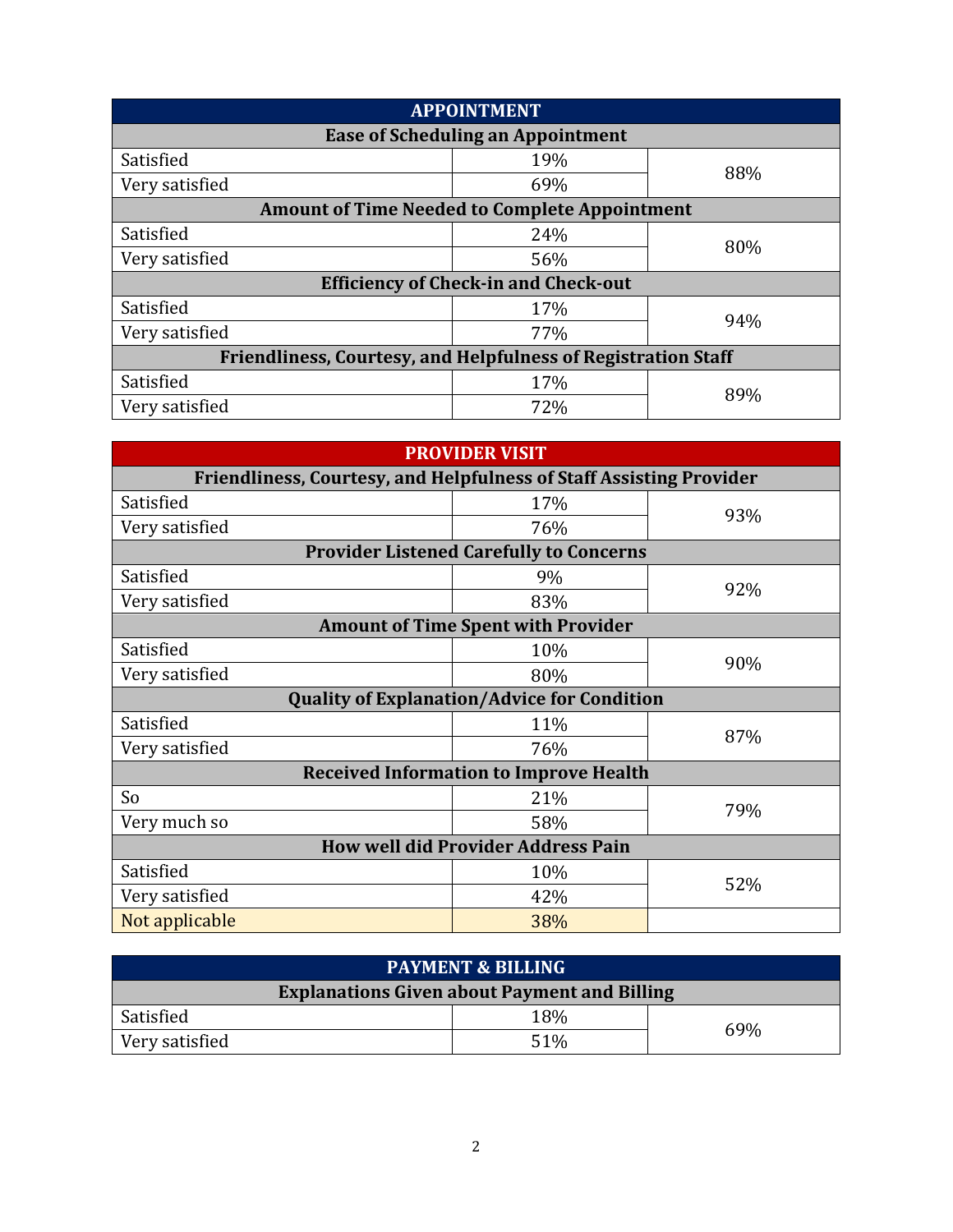| APPOINTMENT | | |
|---|---|---|
| **Ease of Scheduling an Appointment** | | |
| Satisfied | 19% | 88% |
| Very satisfied | 69% | |
| **Amount of Time Needed to Complete Appointment** | | |
| Satisfied | 24% | 80% |
| Very satisfied | 56% | |
| **Efficiency of Check-in and Check-out** | | |
| Satisfied | 17% | 94% |
| Very satisfied | 77% | |
| **Friendliness, Courtesy, and Helpfulness of Registration Staff** | | |
| Satisfied | 17% | 89% |
| Very satisfied | 72% | |

| PROVIDER VISIT | | |
|---|---|---|
| **Friendliness, Courtesy, and Helpfulness of Staff Assisting Provider** | | |
| Satisfied | 17% | 93% |
| Very satisfied | 76% | |
| **Provider Listened Carefully to Concerns** | | |
| Satisfied | 9% | 92% |
| Very satisfied | 83% | |
| **Amount of Time Spent with Provider** | | |
| Satisfied | 10% | 90% |
| Very satisfied | 80% | |
| **Quality of Explanation/Advice for Condition** | | |
| Satisfied | 11% | 87% |
| Very satisfied | 76% | |
| **Received Information to Improve Health** | | |
| So | 21% | 79% |
| Very much so | 58% | |
| **How well did Provider Address Pain** | | |
| Satisfied | 10% | 52% |
| Very satisfied | 42% | |
| Not applicable | 38% | |

| PAYMENT & BILLING | | |
|---|---|---|
| **Explanations Given about Payment and Billing** | | |
| Satisfied | 18% | 69% |
| Very satisfied | 51% | |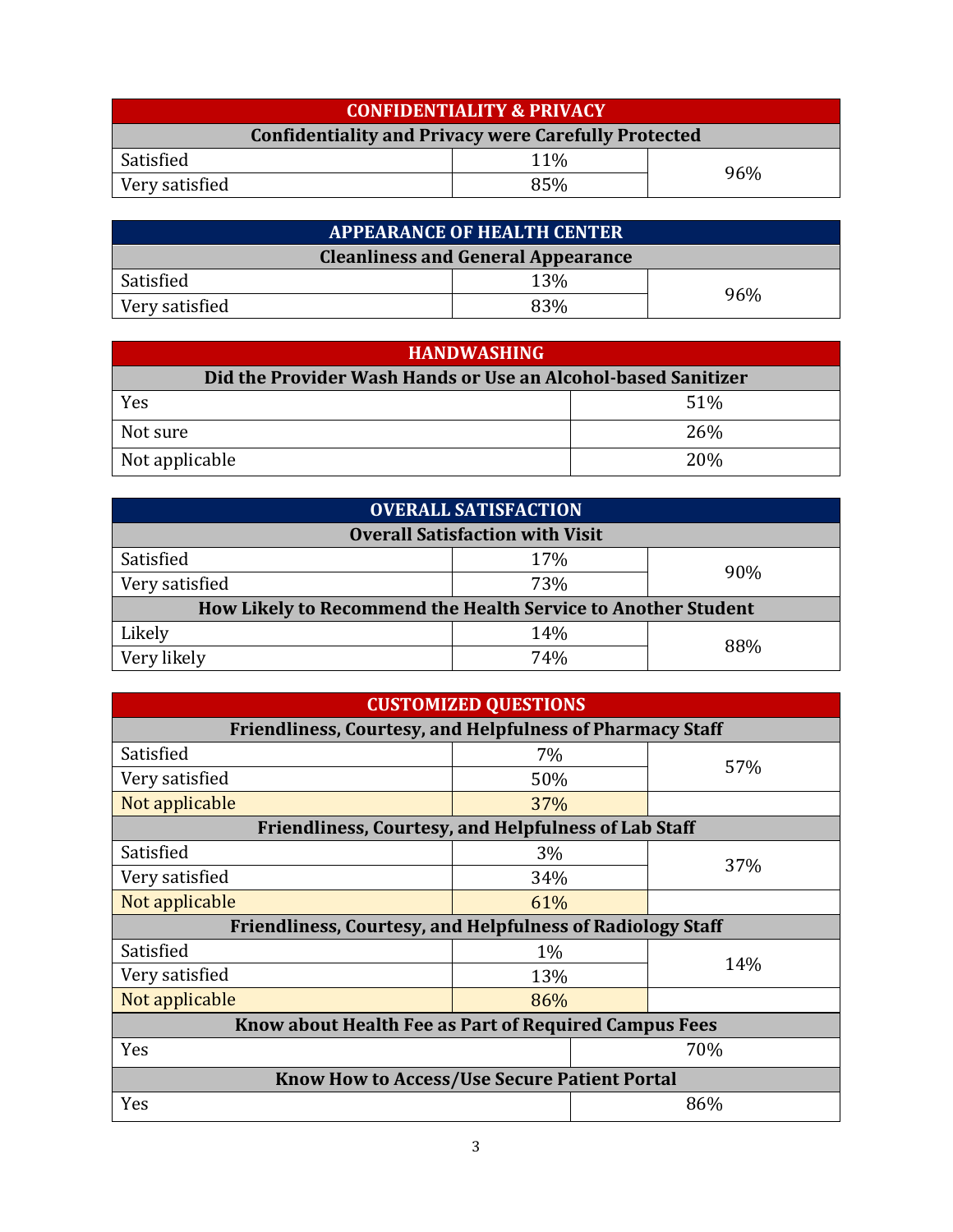| CONFIDENTIALITY & PRIVACY | | |
|---|---|---|
| **Confidentiality and Privacy were Carefully Protected** | | |
| Satisfied | 11% | 96% |
| Very satisfied | 85% | |

| APPEARANCE OF HEALTH CENTER | | |
|---|---|---|
| **Cleanliness and General Appearance** | | |
| Satisfied | 13% | 96% |
| Very satisfied | 83% | |

| HANDWASHING | |
|---|---|
| **Did the Provider Wash Hands or Use an Alcohol-based Sanitizer** | |
| Yes | 51% |
| Not sure | 26% |
| Not applicable | 20% |

| OVERALL SATISFACTION | | |
|---|---|---|
| **Overall Satisfaction with Visit** | | |
| Satisfied | 17% | 90% |
| Very satisfied | 73% | |
| **How Likely to Recommend the Health Service to Another Student** | | |
| Likely | 14% | 88% |
| Very likely | 74% | |

| CUSTOMIZED QUESTIONS | | |
|---|---|---|
| **Friendliness, Courtesy, and Helpfulness of Pharmacy Staff** | | |
| Satisfied | 7% | 57% |
| Very satisfied | 50% | |
| Not applicable | 37% | |
| **Friendliness, Courtesy, and Helpfulness of Lab Staff** | | |
| Satisfied | 3% | 37% |
| Very satisfied | 34% | |
| Not applicable | 61% | |
| **Friendliness, Courtesy, and Helpfulness of Radiology Staff** | | |
| Satisfied | 1% | 14% |
| Very satisfied | 13% | |
| Not applicable | 86% | |
| **Know about Health Fee as Part of Required Campus Fees** | | |
| Yes | | 70% |
| **Know How to Access/Use Secure Patient Portal** | | |
| Yes | | 86% |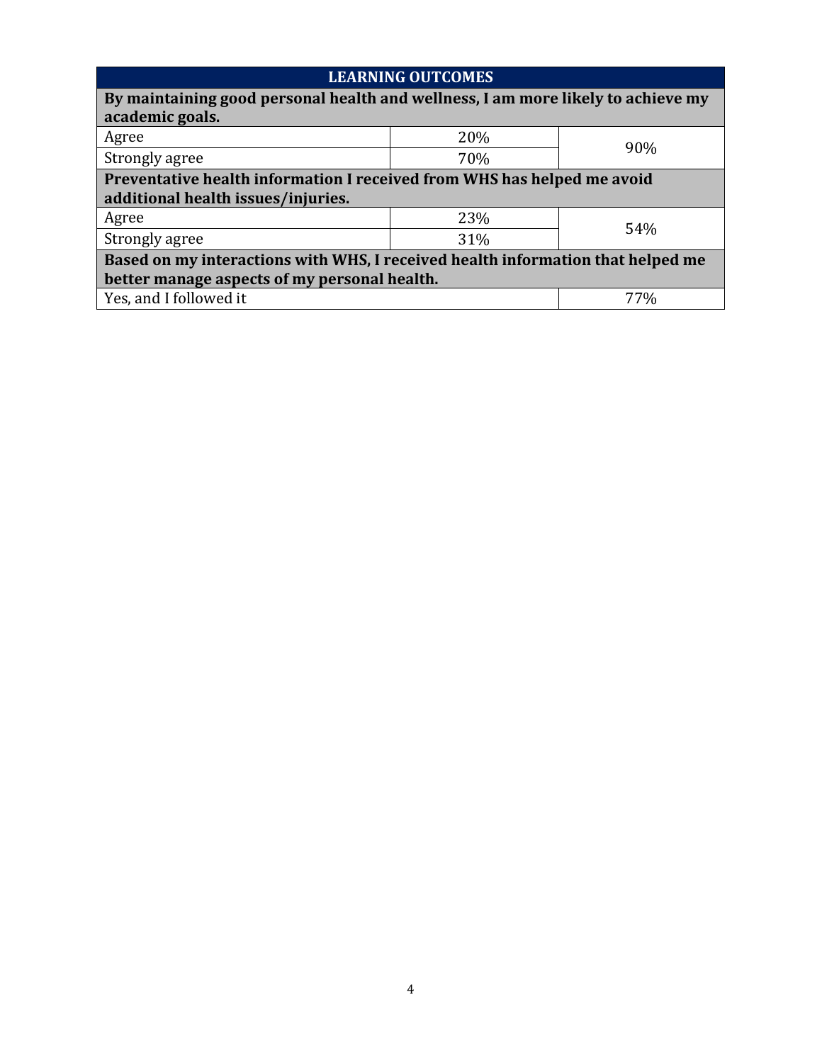| LEARNING OUTCOMES | | |
| --- | --- | --- |
| **By maintaining good personal health and wellness, I am more likely to achieve my academic goals.** | | |
| Agree | 20% | 90% |
| Strongly agree | 70% | |
| **Preventative health information I received from WHS has helped me avoid additional health issues/injuries.** | | |
| Agree | 23% | 54% |
| Strongly agree | 31% | |
| **Based on my interactions with WHS, I received health information that helped me better manage aspects of my personal health.** | | |
| Yes, and I followed it | | 77% |